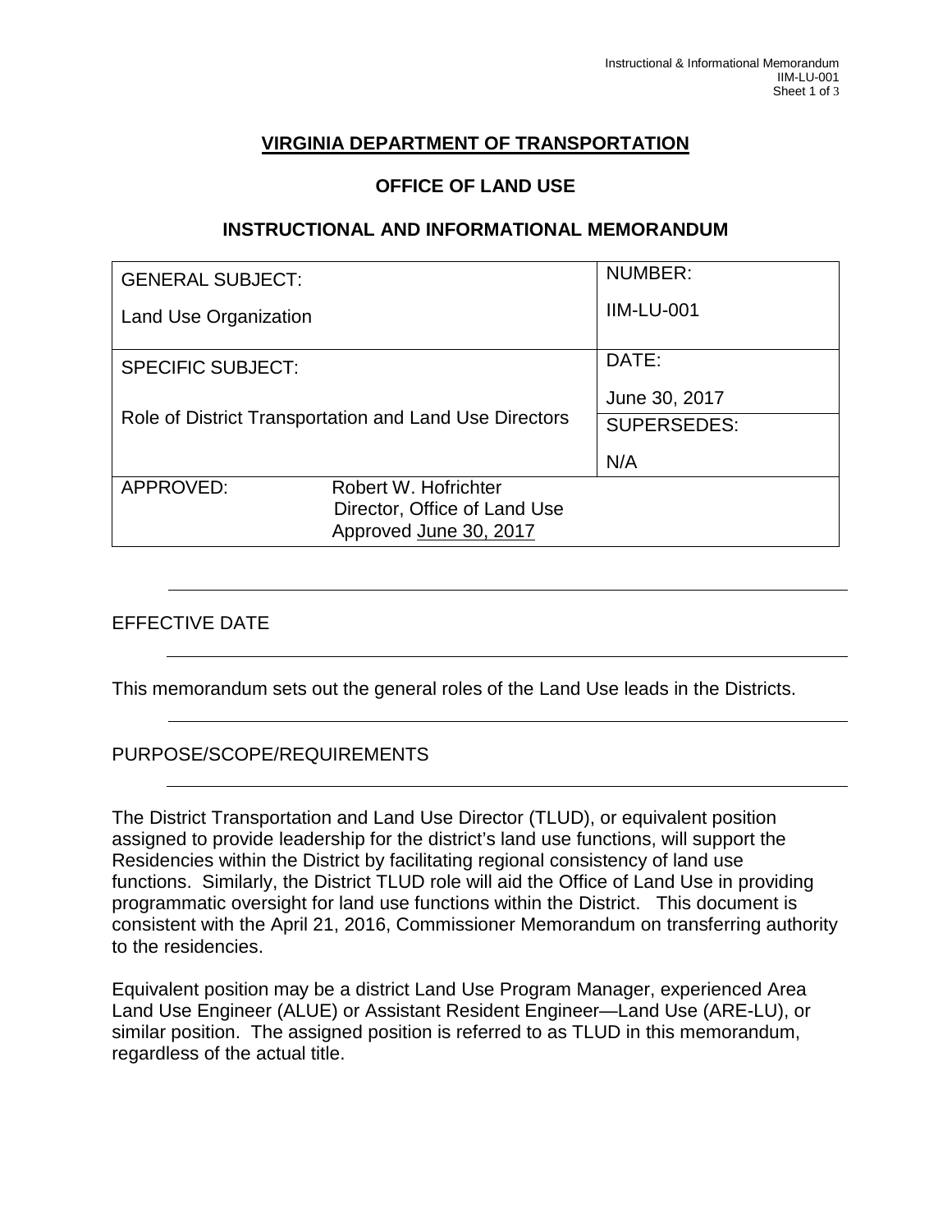# VIRGINIA DEPARTMENT OF TRANSPORTATION

## OFFICE OF LAND USE

## INSTRUCTIONAL AND INFORMATIONAL MEMORANDUM

| GENERAL SUBJECT: Land Use Organization | | NUMBER: IIM-LU-001 |
|---|---|---|
| SPECIFIC SUBJECT: Role of District Transportation and Land Use Directors | | DATE: June 30, 2017 |
| | | SUPERSEDES: N/A |
| APPROVED: | Robert W. Hofrichter<br>Director, Office of Land Use<br>Approved June 30, 2017 | |

---

EFFECTIVE DATE

---

This memorandum sets out the general roles of the Land Use leads in the Districts.

---

PURPOSE/SCOPE/REQUIREMENTS

---

The District Transportation and Land Use Director (TLUD), or equivalent position assigned to provide leadership for the district's land use functions, will support the Residencies within the District by facilitating regional consistency of land use functions. Similarly, the District TLUD role will aid the Office of Land Use in providing programmatic oversight for land use functions within the District. This document is consistent with the April 21, 2016, Commissioner Memorandum on transferring authority to the residencies.

Equivalent position may be a district Land Use Program Manager, experienced Area Land Use Engineer (ALUE) or Assistant Resident Engineer—Land Use (ARE-LU), or similar position. The assigned position is referred to as TLUD in this memorandum, regardless of the actual title.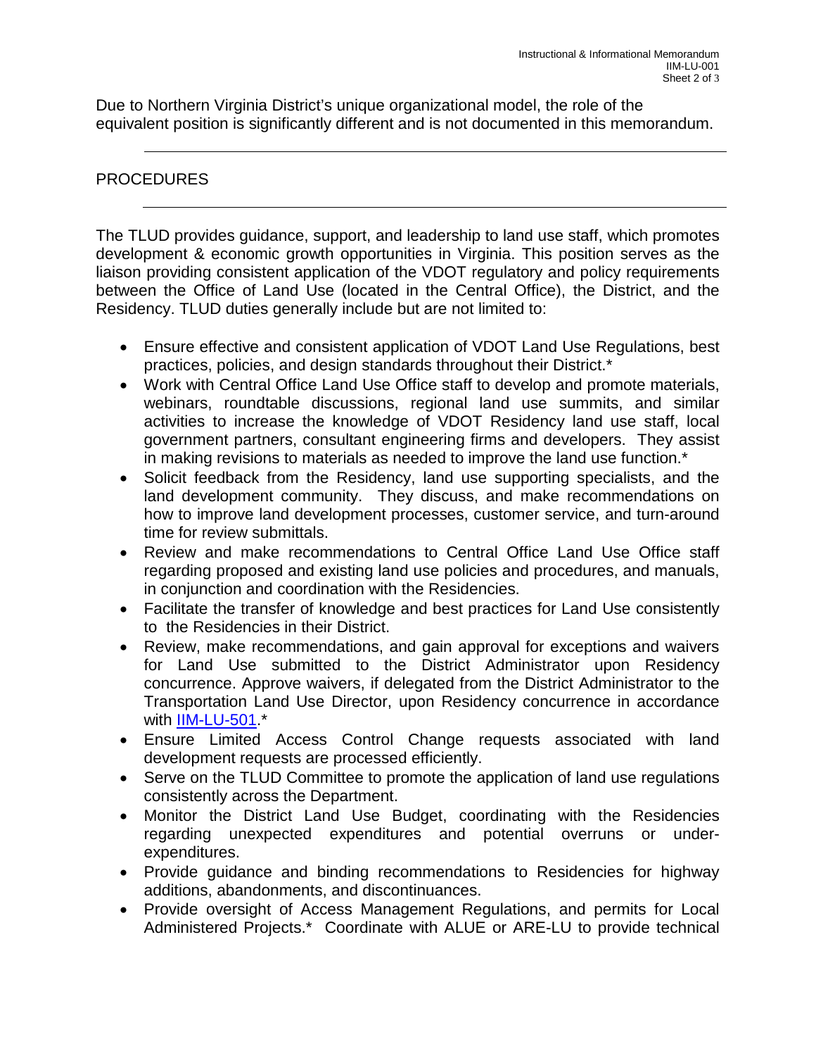Due to Northern Virginia District's unique organizational model, the role of the equivalent position is significantly different and is not documented in this memorandum.

## PROCEDURES

The TLUD provides guidance, support, and leadership to land use staff, which promotes development & economic growth opportunities in Virginia. This position serves as the liaison providing consistent application of the VDOT regulatory and policy requirements between the Office of Land Use (located in the Central Office), the District, and the Residency. TLUD duties generally include but are not limited to:

- Ensure effective and consistent application of VDOT Land Use Regulations, best practices, policies, and design standards throughout their District.*
- Work with Central Office Land Use Office staff to develop and promote materials, webinars, roundtable discussions, regional land use summits, and similar activities to increase the knowledge of VDOT Residency land use staff, local government partners, consultant engineering firms and developers. They assist in making revisions to materials as needed to improve the land use function.*
- Solicit feedback from the Residency, land use supporting specialists, and the land development community. They discuss, and make recommendations on how to improve land development processes, customer service, and turn-around time for review submittals.
- Review and make recommendations to Central Office Land Use Office staff regarding proposed and existing land use policies and procedures, and manuals, in conjunction and coordination with the Residencies.
- Facilitate the transfer of knowledge and best practices for Land Use consistently to the Residencies in their District.
- Review, make recommendations, and gain approval for exceptions and waivers for Land Use submitted to the District Administrator upon Residency concurrence. Approve waivers, if delegated from the District Administrator to the Transportation Land Use Director, upon Residency concurrence in accordance with IIM-LU-501.*
- Ensure Limited Access Control Change requests associated with land development requests are processed efficiently.
- Serve on the TLUD Committee to promote the application of land use regulations consistently across the Department.
- Monitor the District Land Use Budget, coordinating with the Residencies regarding unexpected expenditures and potential overruns or under-expenditures.
- Provide guidance and binding recommendations to Residencies for highway additions, abandonments, and discontinuances.
- Provide oversight of Access Management Regulations, and permits for Local Administered Projects.* Coordinate with ALUE or ARE-LU to provide technical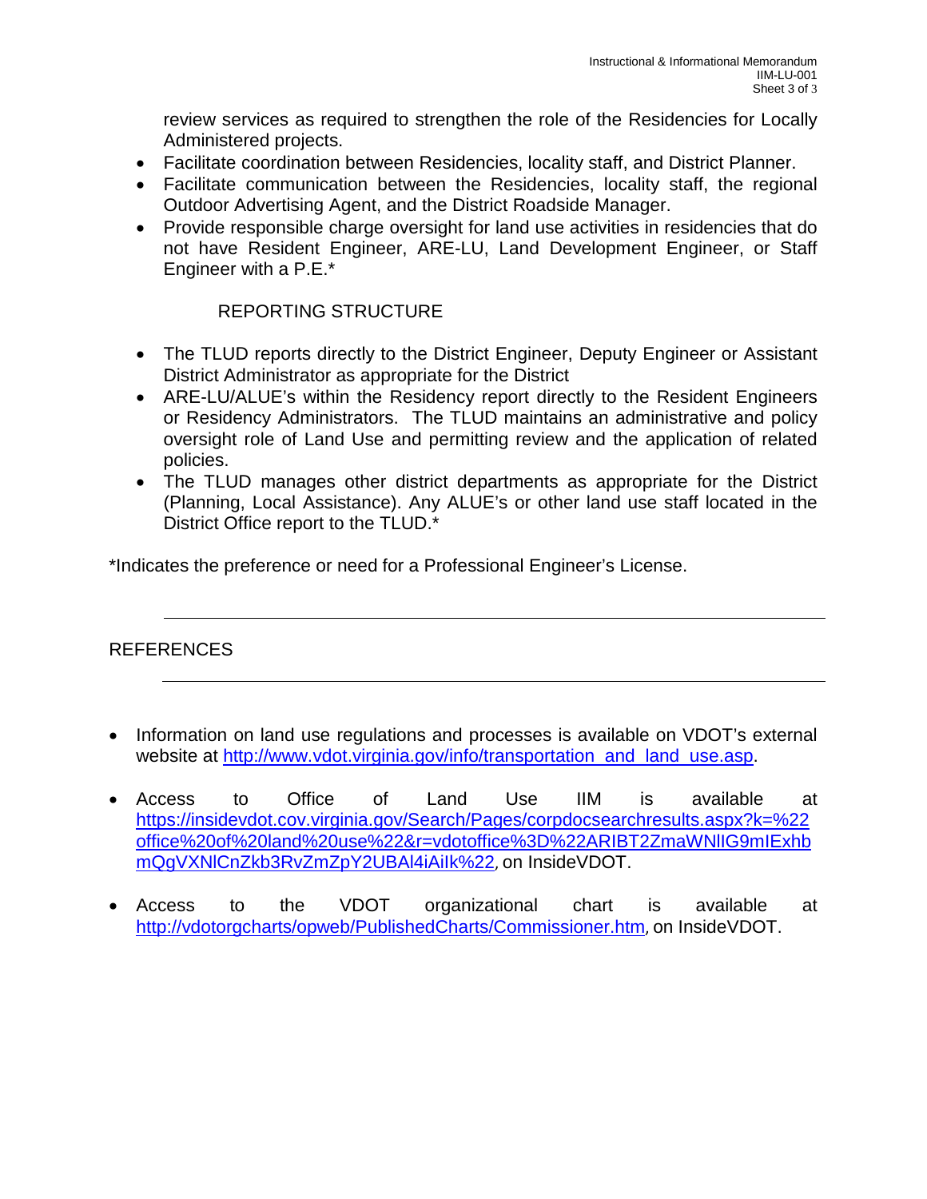review services as required to strengthen the role of the Residencies for Locally Administered projects.

- Facilitate coordination between Residencies, locality staff, and District Planner.
- Facilitate communication between the Residencies, locality staff, the regional Outdoor Advertising Agent, and the District Roadside Manager.
- Provide responsible charge oversight for land use activities in residencies that do not have Resident Engineer, ARE-LU, Land Development Engineer, or Staff Engineer with a P.E.*

REPORTING STRUCTURE

- The TLUD reports directly to the District Engineer, Deputy Engineer or Assistant District Administrator as appropriate for the District
- ARE-LU/ALUE's within the Residency report directly to the Resident Engineers or Residency Administrators. The TLUD maintains an administrative and policy oversight role of Land Use and permitting review and the application of related policies.
- The TLUD manages other district departments as appropriate for the District (Planning, Local Assistance). Any ALUE's or other land use staff located in the District Office report to the TLUD.*

*Indicates the preference or need for a Professional Engineer's License.

## REFERENCES

- Information on land use regulations and processes is available on VDOT's external website at http://www.vdot.virginia.gov/info/transportation_and_land_use.asp.

- Access to Office of Land Use IIM is available at https://insidevdot.cov.virginia.gov/Search/Pages/corpdocsearchresults.aspx?k=%22office%20of%20land%20use%22&r=vdotoffice%3D%22ARIBT2ZmaWNlIG9mIExhbmQgVXNlCnZkb3RvZmZpY2UBAl4iAiIk%22, on InsideVDOT.

- Access to the VDOT organizational chart is available at http://vdotorgcharts/opweb/PublishedCharts/Commissioner.htm, on InsideVDOT.